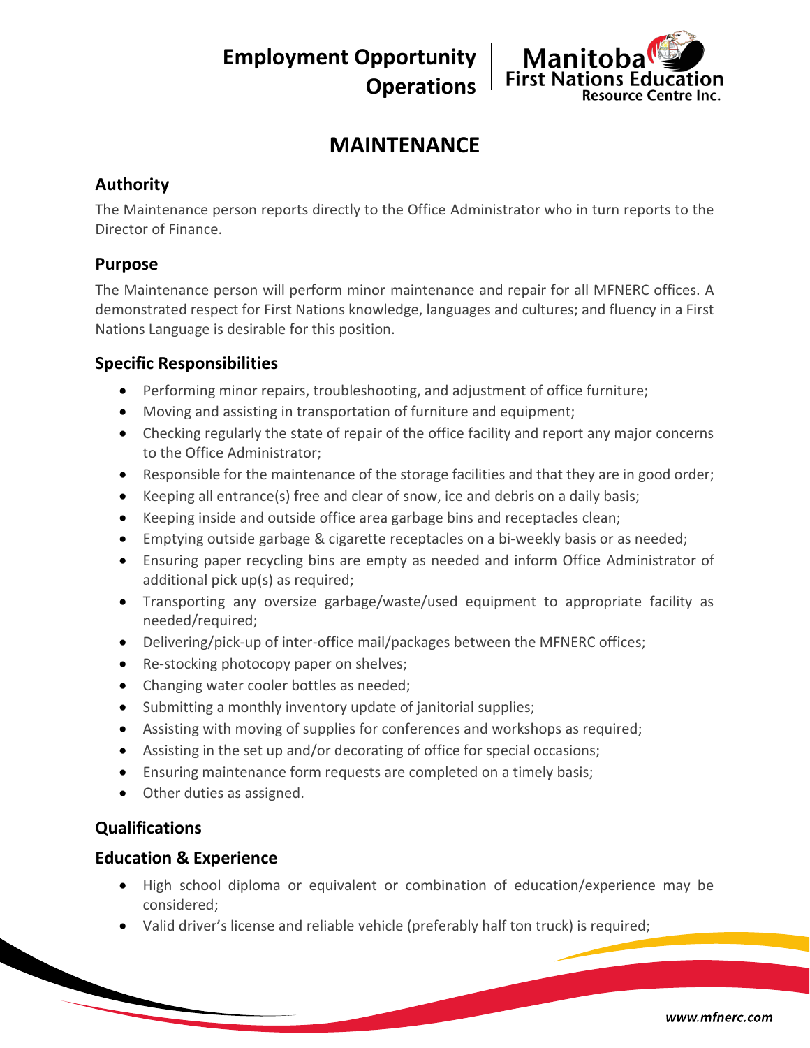**Employment Opportunity**
**Operations**

Manitoba First Nations Education Resource Centre Inc.

# MAINTENANCE

## Authority

The Maintenance person reports directly to the Office Administrator who in turn reports to the Director of Finance.

## Purpose

The Maintenance person will perform minor maintenance and repair for all MFNERC offices. A demonstrated respect for First Nations knowledge, languages and cultures; and fluency in a First Nations Language is desirable for this position.

## Specific Responsibilities

- Performing minor repairs, troubleshooting, and adjustment of office furniture;
- Moving and assisting in transportation of furniture and equipment;
- Checking regularly the state of repair of the office facility and report any major concerns to the Office Administrator;
- Responsible for the maintenance of the storage facilities and that they are in good order;
- Keeping all entrance(s) free and clear of snow, ice and debris on a daily basis;
- Keeping inside and outside office area garbage bins and receptacles clean;
- Emptying outside garbage & cigarette receptacles on a bi-weekly basis or as needed;
- Ensuring paper recycling bins are empty as needed and inform Office Administrator of additional pick up(s) as required;
- Transporting any oversize garbage/waste/used equipment to appropriate facility as needed/required;
- Delivering/pick-up of inter-office mail/packages between the MFNERC offices;
- Re-stocking photocopy paper on shelves;
- Changing water cooler bottles as needed;
- Submitting a monthly inventory update of janitorial supplies;
- Assisting with moving of supplies for conferences and workshops as required;
- Assisting in the set up and/or decorating of office for special occasions;
- Ensuring maintenance form requests are completed on a timely basis;
- Other duties as assigned.

## Qualifications

### Education & Experience

- High school diploma or equivalent or combination of education/experience may be considered;
- Valid driver's license and reliable vehicle (preferably half ton truck) is required;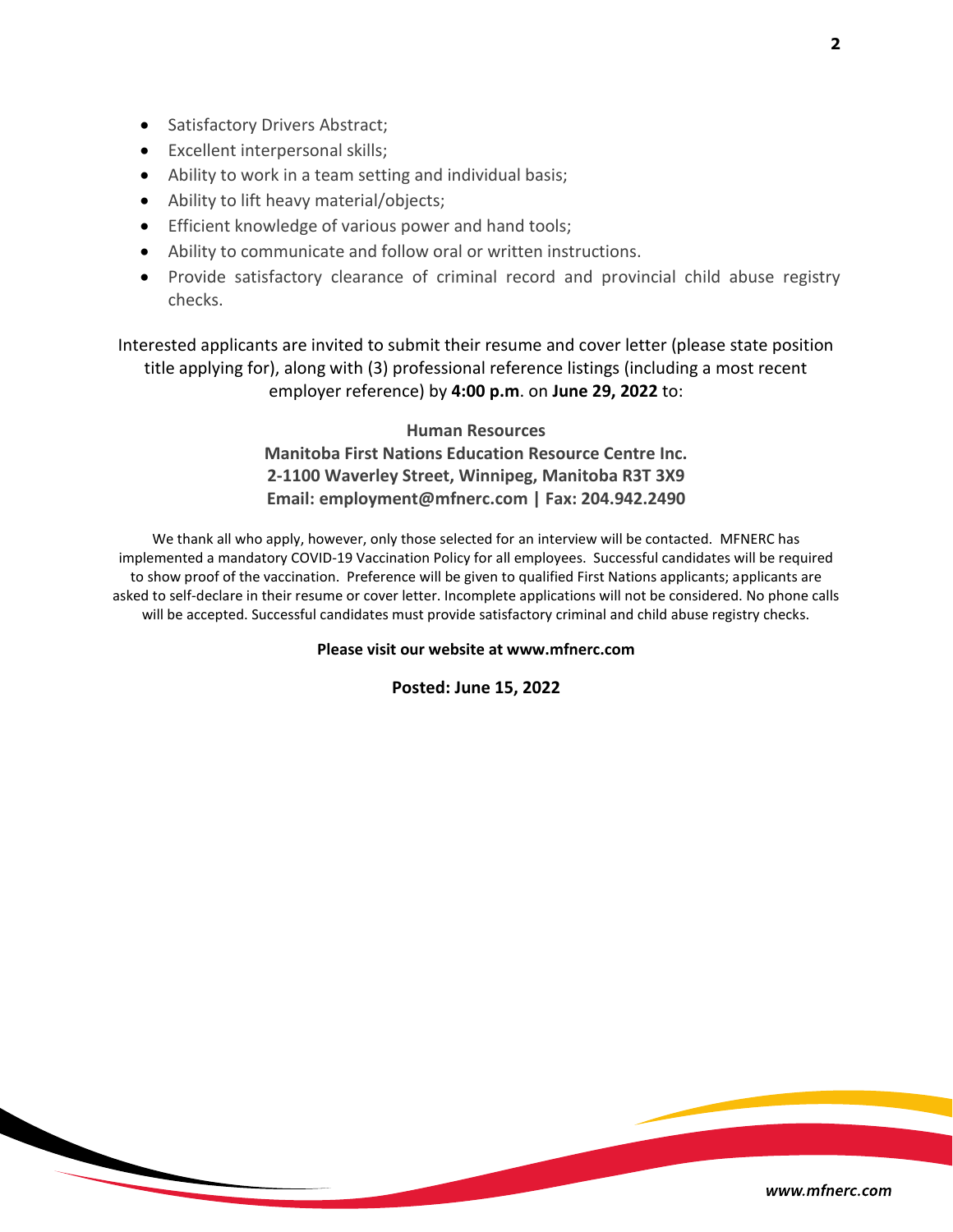- Satisfactory Drivers Abstract;
- Excellent interpersonal skills;
- Ability to work in a team setting and individual basis;
- Ability to lift heavy material/objects;
- Efficient knowledge of various power and hand tools;
- Ability to communicate and follow oral or written instructions.
- Provide satisfactory clearance of criminal record and provincial child abuse registry checks.

Interested applicants are invited to submit their resume and cover letter (please state position title applying for), along with (3) professional reference listings (including a most recent employer reference) by **4:00 p.m**. on **June 29, 2022** to:

**Human Resources**
**Manitoba First Nations Education Resource Centre Inc.**
**2-1100 Waverley Street, Winnipeg, Manitoba R3T 3X9**
**Email: employment@mfnerc.com | Fax: 204.942.2490**

We thank all who apply, however, only those selected for an interview will be contacted. MFNERC has implemented a mandatory COVID-19 Vaccination Policy for all employees. Successful candidates will be required to show proof of the vaccination. Preference will be given to qualified First Nations applicants; applicants are asked to self-declare in their resume or cover letter. Incomplete applications will not be considered. No phone calls will be accepted. Successful candidates must provide satisfactory criminal and child abuse registry checks.

**Please visit our website at www.mfnerc.com**

**Posted: June 15, 2022**